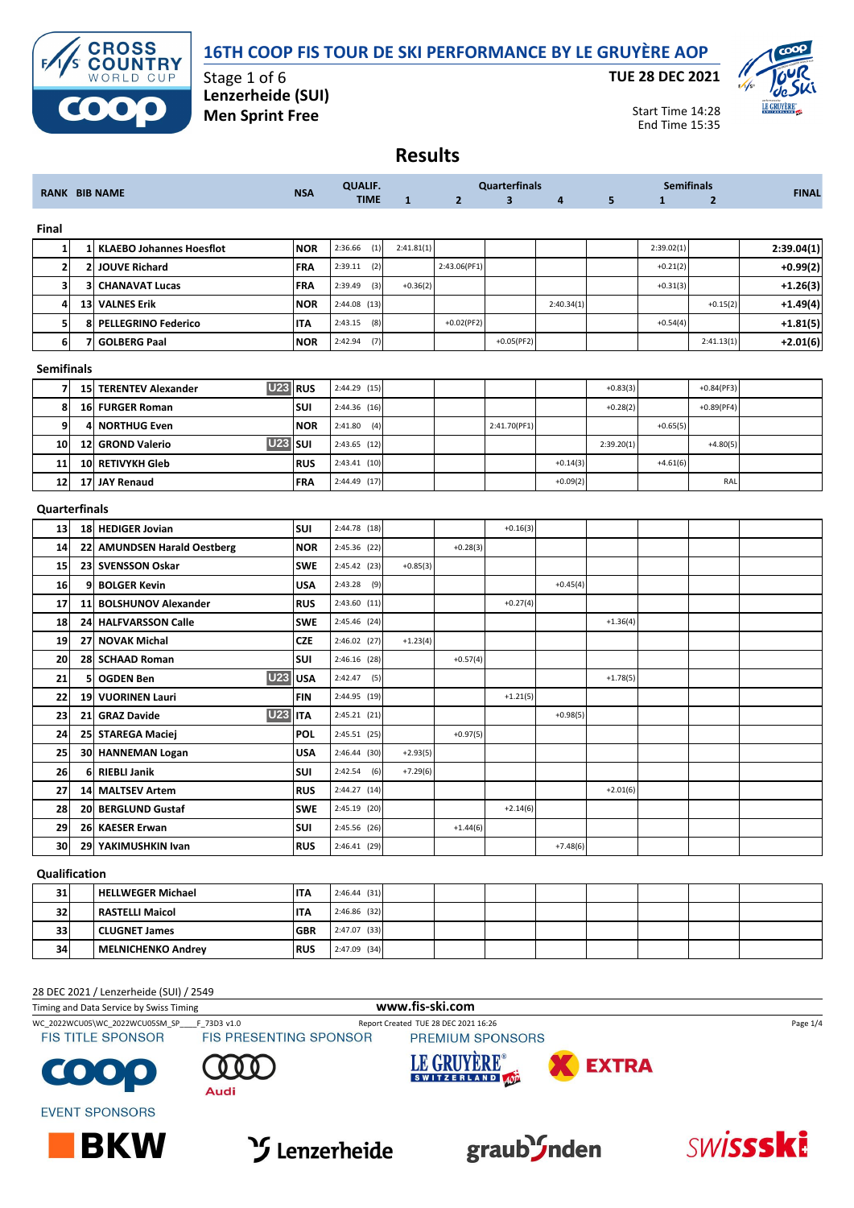# 16TH COOP FIS TOUR DE SKI PERFORMANCE BY LE GRUYÈRE AOP

Stage 1 of 6
Lenzerheide (SUI)
Men Sprint Free

TUE 28 DEC 2021

Start Time 14:28
End Time 15:35

## Results

| RANK | BIB | NAME | | NSA | QUALIF. TIME | Quarterfinals 1 | 2 | 3 | 4 | 5 | Semifinals 1 | 2 | FINAL |
|---|---|---|---|---|---|---|---|---|---|---|---|---|---|
| **Final** | | | | | | | | | | | | | |
| 1 | 1 | KLAEBO Johannes Hoesflot | | NOR | 2:36.66 (1) | 2:41.81(1) | | | | | 2:39.02(1) | | 2:39.04(1) |
| 2 | 2 | JOUVE Richard | | FRA | 2:39.11 (2) | | 2:43.06(PF1) | | | | +0.21(2) | | +0.99(2) |
| 3 | 3 | CHANAVAT Lucas | | FRA | 2:39.49 (3) | +0.36(2) | | | | | +0.31(3) | | +1.26(3) |
| 4 | 13 | VALNES Erik | | NOR | 2:44.08 (13) | | | | 2:40.34(1) | | | +0.15(2) | +1.49(4) |
| 5 | 8 | PELLEGRINO Federico | | ITA | 2:43.15 (8) | | +0.02(PF2) | | | | +0.54(4) | | +1.81(5) |
| 6 | 7 | GOLBERG Paal | | NOR | 2:42.94 (7) | | | +0.05(PF2) | | | | 2:41.13(1) | +2.01(6) |
| **Semifinals** | | | | | | | | | | | | | |
| 7 | 15 | TERENTEV Alexander | U23 | RUS | 2:44.29 (15) | | | | | +0.83(3) | | +0.84(PF3) | |
| 8 | 16 | FURGER Roman | | SUI | 2:44.36 (16) | | | | | +0.28(2) | | +0.89(PF4) | |
| 9 | 4 | NORTHUG Even | | NOR | 2:41.80 (4) | | | 2:41.70(PF1) | | | +0.65(5) | | |
| 10 | 12 | GROND Valerio | U23 | SUI | 2:43.65 (12) | | | | | 2:39.20(1) | | +4.80(5) | |
| 11 | 10 | RETIVYKH Gleb | | RUS | 2:43.41 (10) | | | | +0.14(3) | | +4.61(6) | | |
| 12 | 17 | JAY Renaud | | FRA | 2:44.49 (17) | | | | +0.09(2) | | | RAL | |
| **Quarterfinals** | | | | | | | | | | | | | |
| 13 | 18 | HEDIGER Jovian | | SUI | 2:44.78 (18) | | | +0.16(3) | | | | | |
| 14 | 22 | AMUNDSEN Harald Oestberg | | NOR | 2:45.36 (22) | | +0.28(3) | | | | | | |
| 15 | 23 | SVENSSON Oskar | | SWE | 2:45.42 (23) | +0.85(3) | | | | | | | |
| 16 | 9 | BOLGER Kevin | | USA | 2:43.28 (9) | | | | +0.45(4) | | | | |
| 17 | 11 | BOLSHUNOV Alexander | | RUS | 2:43.60 (11) | | | +0.27(4) | | | | | |
| 18 | 24 | HALFVARSSON Calle | | SWE | 2:45.46 (24) | | | | | +1.36(4) | | | |
| 19 | 27 | NOVAK Michal | | CZE | 2:46.02 (27) | +1.23(4) | | | | | | | |
| 20 | 28 | SCHAAD Roman | | SUI | 2:46.16 (28) | | +0.57(4) | | | | | | |
| 21 | 5 | OGDEN Ben | U23 | USA | 2:42.47 (5) | | | | | +1.78(5) | | | |
| 22 | 19 | VUORINEN Lauri | | FIN | 2:44.95 (19) | | | +1.21(5) | | | | | |
| 23 | 21 | GRAZ Davide | U23 | ITA | 2:45.21 (21) | | | | +0.98(5) | | | | |
| 24 | 25 | STAREGA Maciej | | POL | 2:45.51 (25) | | +0.97(5) | | | | | | |
| 25 | 30 | HANNEMAN Logan | | USA | 2:46.44 (30) | +2.93(5) | | | | | | | |
| 26 | 6 | RIEBLI Janik | | SUI | 2:42.54 (6) | +7.29(6) | | | | | | | |
| 27 | 14 | MALTSEV Artem | | RUS | 2:44.27 (14) | | | | | +2.01(6) | | | |
| 28 | 20 | BERGLUND Gustaf | | SWE | 2:45.19 (20) | | | +2.14(6) | | | | | |
| 29 | 26 | KAESER Erwan | | SUI | 2:45.56 (26) | | +1.44(6) | | | | | | |
| 30 | 29 | YAKIMUSHKIN Ivan | | RUS | 2:46.41 (29) | | | | +7.48(6) | | | | |
| **Qualification** | | | | | | | | | | | | | |
| 31 | | HELLWEGER Michael | | ITA | 2:46.44 (31) | | | | | | | | |
| 32 | | RASTELLI Maicol | | ITA | 2:46.86 (32) | | | | | | | | |
| 33 | | CLUGNET James | | GBR | 2:47.07 (33) | | | | | | | | |
| 34 | | MELNICHENKO Andrey | | RUS | 2:47.09 (34) | | | | | | | | |

28 DEC 2021 / Lenzerheide (SUI) / 2549

Timing and Data Service by Swiss Timing

www.fis-ski.com

WC_2022WCU05\WC_2022WCU05SM_SP____F_73D3 v1.0

Report Created TUE 28 DEC 2021 16:26

FIS TITLE SPONSOR — FIS PRESENTING SPONSOR — PREMIUM SPONSORS — EVENT SPONSORS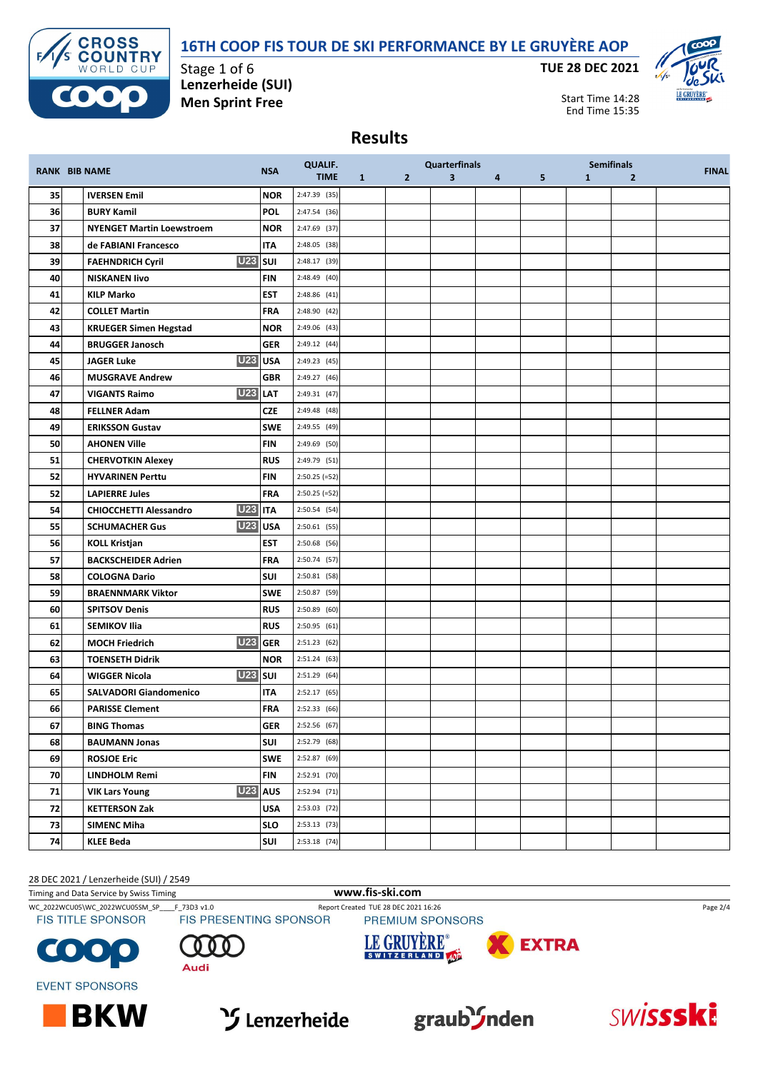# 16TH COOP FIS TOUR DE SKI PERFORMANCE BY LE GRUYÈRE AOP

Stage 1 of 6
**Lenzerheide (SUI)**
**Men Sprint Free**

**TUE 28 DEC 2021**

Start Time 14:28
End Time 15:35

## Results

| RANK | BIB | NAME | | NSA | QUALIF. TIME | Quarterfinals 1 | 2 | 3 | 4 | 5 | Semifinals 1 | 2 | FINAL |
|---|---|---|---|---|---|---|---|---|---|---|---|---|---|
| 35 | | IVERSEN Emil | | NOR | 2:47.39 (35) | | | | | | | | |
| 36 | | BURY Kamil | | POL | 2:47.54 (36) | | | | | | | | |
| 37 | | NYENGET Martin Loewstroem | | NOR | 2:47.69 (37) | | | | | | | | |
| 38 | | de FABIANI Francesco | | ITA | 2:48.05 (38) | | | | | | | | |
| 39 | | FAEHNDRICH Cyril | U23 | SUI | 2:48.17 (39) | | | | | | | | |
| 40 | | NISKANEN Iivo | | FIN | 2:48.49 (40) | | | | | | | | |
| 41 | | KILP Marko | | EST | 2:48.86 (41) | | | | | | | | |
| 42 | | COLLET Martin | | FRA | 2:48.90 (42) | | | | | | | | |
| 43 | | KRUEGER Simen Hegstad | | NOR | 2:49.06 (43) | | | | | | | | |
| 44 | | BRUGGER Janosch | | GER | 2:49.12 (44) | | | | | | | | |
| 45 | | JAGER Luke | U23 | USA | 2:49.23 (45) | | | | | | | | |
| 46 | | MUSGRAVE Andrew | | GBR | 2:49.27 (46) | | | | | | | | |
| 47 | | VIGANTS Raimo | U23 | LAT | 2:49.31 (47) | | | | | | | | |
| 48 | | FELLNER Adam | | CZE | 2:49.48 (48) | | | | | | | | |
| 49 | | ERIKSSON Gustav | | SWE | 2:49.55 (49) | | | | | | | | |
| 50 | | AHONEN Ville | | FIN | 2:49.69 (50) | | | | | | | | |
| 51 | | CHERVOTKIN Alexey | | RUS | 2:49.79 (51) | | | | | | | | |
| 52 | | HYVARINEN Perttu | | FIN | 2:50.25 (=52) | | | | | | | | |
| 52 | | LAPIERRE Jules | | FRA | 2:50.25 (=52) | | | | | | | | |
| 54 | | CHIOCCHETTI Alessandro | U23 | ITA | 2:50.54 (54) | | | | | | | | |
| 55 | | SCHUMACHER Gus | U23 | USA | 2:50.61 (55) | | | | | | | | |
| 56 | | KOLL Kristjan | | EST | 2:50.68 (56) | | | | | | | | |
| 57 | | BACKSCHEIDER Adrien | | FRA | 2:50.74 (57) | | | | | | | | |
| 58 | | COLOGNA Dario | | SUI | 2:50.81 (58) | | | | | | | | |
| 59 | | BRAENNMARK Viktor | | SWE | 2:50.87 (59) | | | | | | | | |
| 60 | | SPITSOV Denis | | RUS | 2:50.89 (60) | | | | | | | | |
| 61 | | SEMIKOV Ilia | | RUS | 2:50.95 (61) | | | | | | | | |
| 62 | | MOCH Friedrich | U23 | GER | 2:51.23 (62) | | | | | | | | |
| 63 | | TOENSETH Didrik | | NOR | 2:51.24 (63) | | | | | | | | |
| 64 | | WIGGER Nicola | U23 | SUI | 2:51.29 (64) | | | | | | | | |
| 65 | | SALVADORI Giandomenico | | ITA | 2:52.17 (65) | | | | | | | | |
| 66 | | PARISSE Clement | | FRA | 2:52.33 (66) | | | | | | | | |
| 67 | | BING Thomas | | GER | 2:52.56 (67) | | | | | | | | |
| 68 | | BAUMANN Jonas | | SUI | 2:52.79 (68) | | | | | | | | |
| 69 | | ROSJOE Eric | | SWE | 2:52.87 (69) | | | | | | | | |
| 70 | | LINDHOLM Remi | | FIN | 2:52.91 (70) | | | | | | | | |
| 71 | | VIK Lars Young | U23 | AUS | 2:52.94 (71) | | | | | | | | |
| 72 | | KETTERSON Zak | | USA | 2:53.03 (72) | | | | | | | | |
| 73 | | SIMENC Miha | | SLO | 2:53.13 (73) | | | | | | | | |
| 74 | | KLEE Beda | | SUI | 2:53.18 (74) | | | | | | | | |

28 DEC 2021 / Lenzerheide (SUI) / 2549

Timing and Data Service by Swiss Timing

www.fis-ski.com

WC_2022WCU05\WC_2022WCU05SM_SP____F_73D3 v1.0 — Report Created TUE 28 DEC 2021 16:26

FIS TITLE SPONSOR: COOP — FIS PRESENTING SPONSOR: Audi — PREMIUM SPONSORS: LE GRUYÈRE SWITZERLAND AOP, EXTRA

EVENT SPONSORS: BKW, Lenzerheide, graubünden, swissski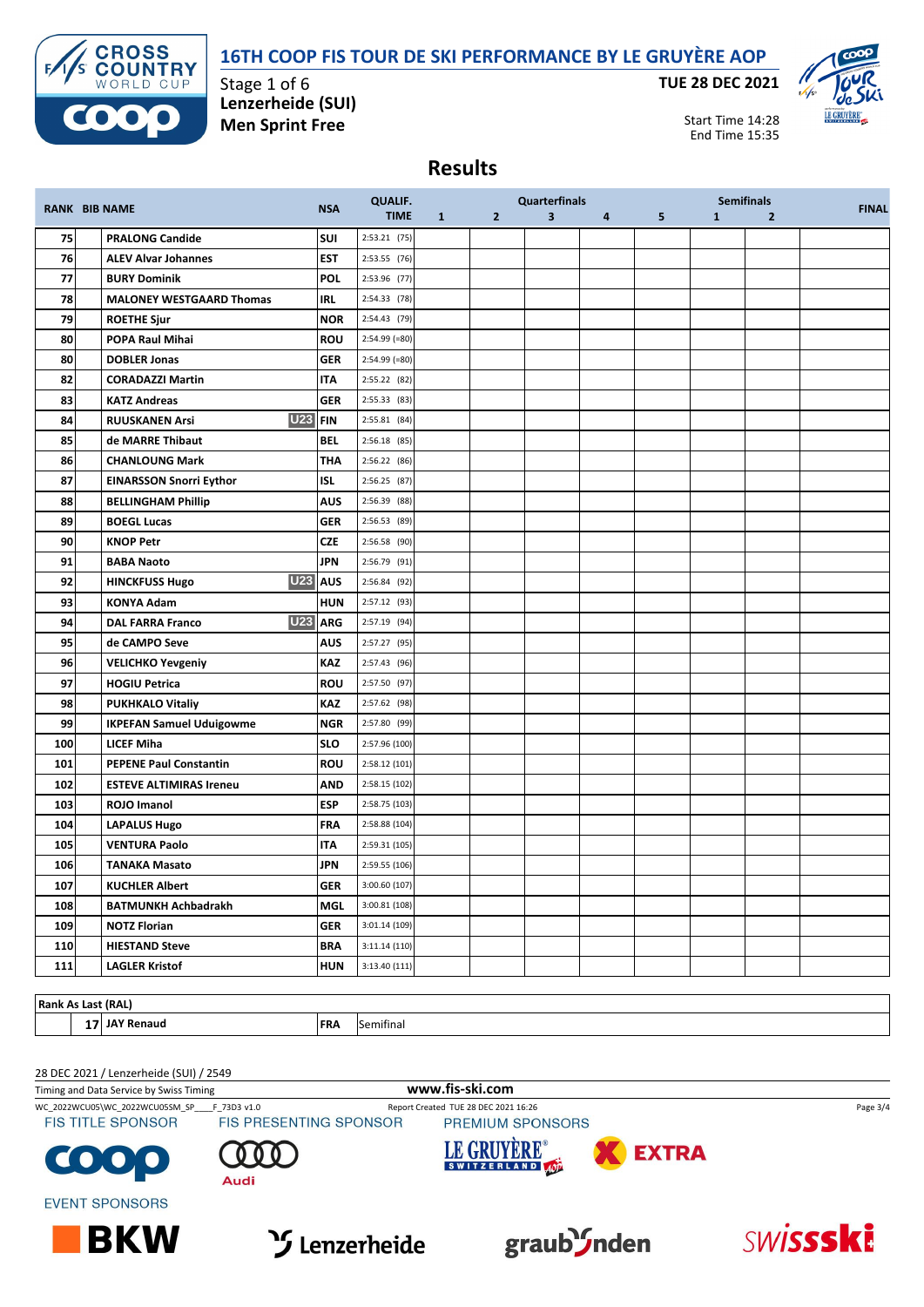# 16TH COOP FIS TOUR DE SKI PERFORMANCE BY LE GRUYÈRE AOP

Stage 1 of 6
**Lenzerheide (SUI)**
**Men Sprint Free**

**TUE 28 DEC 2021**

Start Time 14:28
End Time 15:35

## Results

| RANK | BIB | NAME | | NSA | QUALIF. TIME | Quarterfinals 1 | 2 | 3 | 4 | 5 | Semifinals 1 | 2 | FINAL |
|---|---|---|---|---|---|---|---|---|---|---|---|---|---|
| 75 | | PRALONG Candide | | SUI | 2:53.21 (75) | | | | | | | | |
| 76 | | ALEV Alvar Johannes | | EST | 2:53.55 (76) | | | | | | | | |
| 77 | | BURY Dominik | | POL | 2:53.96 (77) | | | | | | | | |
| 78 | | MALONEY WESTGAARD Thomas | | IRL | 2:54.33 (78) | | | | | | | | |
| 79 | | ROETHE Sjur | | NOR | 2:54.43 (79) | | | | | | | | |
| 80 | | POPA Raul Mihai | | ROU | 2:54.99 (=80) | | | | | | | | |
| 80 | | DOBLER Jonas | | GER | 2:54.99 (=80) | | | | | | | | |
| 82 | | CORADAZZI Martin | | ITA | 2:55.22 (82) | | | | | | | | |
| 83 | | KATZ Andreas | | GER | 2:55.33 (83) | | | | | | | | |
| 84 | | RUUSKANEN Arsi | U23 | FIN | 2:55.81 (84) | | | | | | | | |
| 85 | | de MARRE Thibaut | | BEL | 2:56.18 (85) | | | | | | | | |
| 86 | | CHANLOUNG Mark | | THA | 2:56.22 (86) | | | | | | | | |
| 87 | | EINARSSON Snorri Eythor | | ISL | 2:56.25 (87) | | | | | | | | |
| 88 | | BELLINGHAM Phillip | | AUS | 2:56.39 (88) | | | | | | | | |
| 89 | | BOEGL Lucas | | GER | 2:56.53 (89) | | | | | | | | |
| 90 | | KNOP Petr | | CZE | 2:56.58 (90) | | | | | | | | |
| 91 | | BABA Naoto | | JPN | 2:56.79 (91) | | | | | | | | |
| 92 | | HINCKFUSS Hugo | U23 | AUS | 2:56.84 (92) | | | | | | | | |
| 93 | | KONYA Adam | | HUN | 2:57.12 (93) | | | | | | | | |
| 94 | | DAL FARRA Franco | U23 | ARG | 2:57.19 (94) | | | | | | | | |
| 95 | | de CAMPO Seve | | AUS | 2:57.27 (95) | | | | | | | | |
| 96 | | VELICHKO Yevgeniy | | KAZ | 2:57.43 (96) | | | | | | | | |
| 97 | | HOGIU Petrica | | ROU | 2:57.50 (97) | | | | | | | | |
| 98 | | PUKHKALO Vitaliy | | KAZ | 2:57.62 (98) | | | | | | | | |
| 99 | | IKPEFAN Samuel Uduigowme | | NGR | 2:57.80 (99) | | | | | | | | |
| 100 | | LICEF Miha | | SLO | 2:57.96 (100) | | | | | | | | |
| 101 | | PEPENE Paul Constantin | | ROU | 2:58.12 (101) | | | | | | | | |
| 102 | | ESTEVE ALTIMIRAS Ireneu | | AND | 2:58.15 (102) | | | | | | | | |
| 103 | | ROJO Imanol | | ESP | 2:58.75 (103) | | | | | | | | |
| 104 | | LAPALUS Hugo | | FRA | 2:58.88 (104) | | | | | | | | |
| 105 | | VENTURA Paolo | | ITA | 2:59.31 (105) | | | | | | | | |
| 106 | | TANAKA Masato | | JPN | 2:59.55 (106) | | | | | | | | |
| 107 | | KUCHLER Albert | | GER | 3:00.60 (107) | | | | | | | | |
| 108 | | BATMUNKH Achbadrakh | | MGL | 3:00.81 (108) | | | | | | | | |
| 109 | | NOTZ Florian | | GER | 3:01.14 (109) | | | | | | | | |
| 110 | | HIESTAND Steve | | BRA | 3:11.14 (110) | | | | | | | | |
| 111 | | LAGLER Kristof | | HUN | 3:13.40 (111) | | | | | | | | |

**Rank As Last (RAL)**

| | BIB | NAME | NSA | |
|---|---|---|---|---|
| | 17 | JAY Renaud | FRA | Semifinal |

28 DEC 2021 / Lenzerheide (SUI) / 2549

Timing and Data Service by Swiss Timing

www.fis-ski.com

WC_2022WCU05\WC_2022WCU05SM_SP____F_73D3 v1.0

Report Created TUE 28 DEC 2021 16:26

FIS TITLE SPONSOR: COOP — FIS PRESENTING SPONSOR: Audi — PREMIUM SPONSORS: LE GRUYÈRE SWITZERLAND AOP, EXTRA

EVENT SPONSORS: BKW, Lenzerheide, graubünden, swissski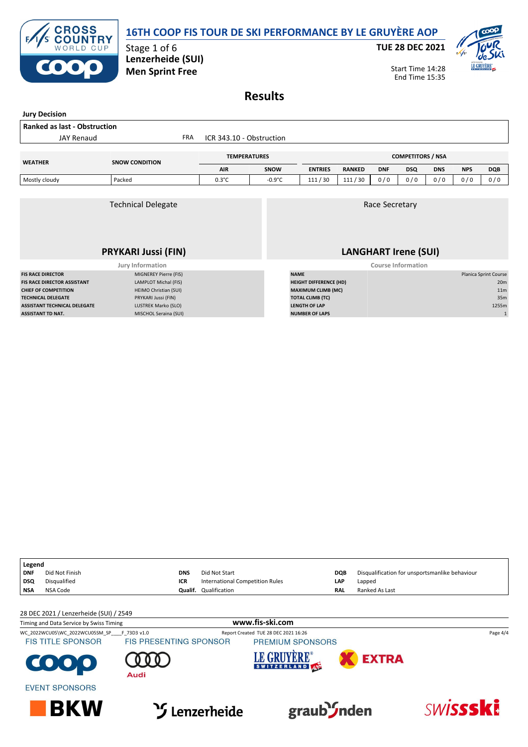# 16TH COOP FIS TOUR DE SKI PERFORMANCE BY LE GRUYÈRE AOP

Stage 1 of 6
**Lenzerheide (SUI)**
**Men Sprint Free**

**TUE 28 DEC 2021**

Start Time 14:28
End Time 15:35

## Results

**Jury Decision**

**Ranked as last - Obstruction**

| | | |
|---|---|---|
| JAY Renaud | FRA | ICR 343.10 - Obstruction |

| WEATHER | SNOW CONDITION | TEMPERATURES | | COMPETITORS / NSA | | | | | | |
|---|---|---|---|---|---|---|---|---|---|---|
| | | AIR | SNOW | ENTRIES | RANKED | DNF | DSQ | DNS | NPS | DQB |
| Mostly cloudy | Packed | 0.3°C | -0.9°C | 111 / 30 | 111 / 30 | 0 / 0 | 0 / 0 | 0 / 0 | 0 / 0 | 0 / 0 |

Technical Delegate

**PRYKARI Jussi (FIN)**

Race Secretary

**LANGHART Irene (SUI)**

**Jury Information**

| | |
|---|---|
| FIS RACE DIRECTOR | MIGNEREY Pierre (FIS) |
| FIS RACE DIRECTOR ASSISTANT | LAMPLOT Michal (FIS) |
| CHIEF OF COMPETITION | HEIMO Christian (SUI) |
| TECHNICAL DELEGATE | PRYKARI Jussi (FIN) |
| ASSISTANT TECHNICAL DELEGATE | LUSTREK Marko (SLO) |
| ASSISTANT TD NAT. | MISCHOL Seraina (SUI) |

**Course Information**

| | |
|---|---|
| NAME | Planica Sprint Course |
| HEIGHT DIFFERENCE (HD) | 20m |
| MAXIMUM CLIMB (MC) | 11m |
| TOTAL CLIMB (TC) | 35m |
| LENGTH OF LAP | 1255m |
| NUMBER OF LAPS | 1 |

**Legend**

| | | | | | |
|---|---|---|---|---|---|
| DNF | Did Not Finish | DNS | Did Not Start | DQB | Disqualification for unsportsmanlike behaviour |
| DSQ | Disqualified | ICR | International Competition Rules | LAP | Lapped |
| NSA | NSA Code | Qualif. | Qualification | RAL | Ranked As Last |

28 DEC 2021 / Lenzerheide (SUI) / 2549

Timing and Data Service by Swiss Timing

www.fis-ski.com

WC_2022WCU05\WC_2022WCU05SM_SP____F_73D3 v1.0 Report Created TUE 28 DEC 2021 16:26

FIS TITLE SPONSOR: COOP — FIS PRESENTING SPONSOR: Audi — PREMIUM SPONSORS: LE GRUYÈRE SWITZERLAND AOP, EXTRA

EVENT SPONSORS: BKW, Lenzerheide, graubünden, swissski